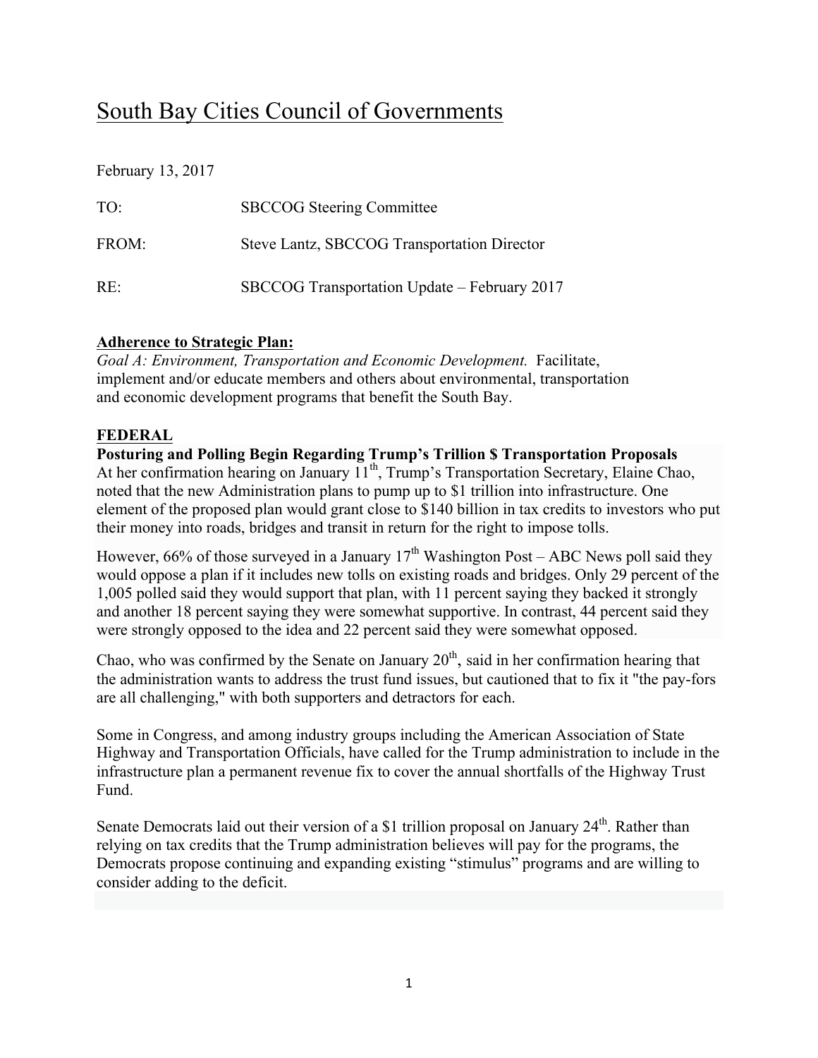# South Bay Cities Council of Governments

February 13, 2017

TO: SBCCOG Steering Committee

FROM: Steve Lantz, SBCCOG Transportation Director

RE: SBCCOG Transportation Update – February 2017

**Adherence to Strategic Plan:**

*Goal A: Environment, Transportation and Economic Development.* Facilitate, implement and/or educate members and others about environmental, transportation and economic development programs that benefit the South Bay.

## FEDERAL

### Posturing and Polling Begin Regarding Trump's Trillion $ Transportation Proposals

At her confirmation hearing on January 11th, Trump's Transportation Secretary, Elaine Chao, noted that the new Administration plans to pump up to $1 trillion into infrastructure. One element of the proposed plan would grant close to $140 billion in tax credits to investors who put their money into roads, bridges and transit in return for the right to impose tolls.

However, 66% of those surveyed in a January 17th Washington Post – ABC News poll said they would oppose a plan if it includes new tolls on existing roads and bridges. Only 29 percent of the 1,005 polled said they would support that plan, with 11 percent saying they backed it strongly and another 18 percent saying they were somewhat supportive. In contrast, 44 percent said they were strongly opposed to the idea and 22 percent said they were somewhat opposed.

Chao, who was confirmed by the Senate on January 20th, said in her confirmation hearing that the administration wants to address the trust fund issues, but cautioned that to fix it "the pay-fors are all challenging," with both supporters and detractors for each.

Some in Congress, and among industry groups including the American Association of State Highway and Transportation Officials, have called for the Trump administration to include in the infrastructure plan a permanent revenue fix to cover the annual shortfalls of the Highway Trust Fund.

Senate Democrats laid out their version of a $1 trillion proposal on January 24th. Rather than relying on tax credits that the Trump administration believes will pay for the programs, the Democrats propose continuing and expanding existing "stimulus" programs and are willing to consider adding to the deficit.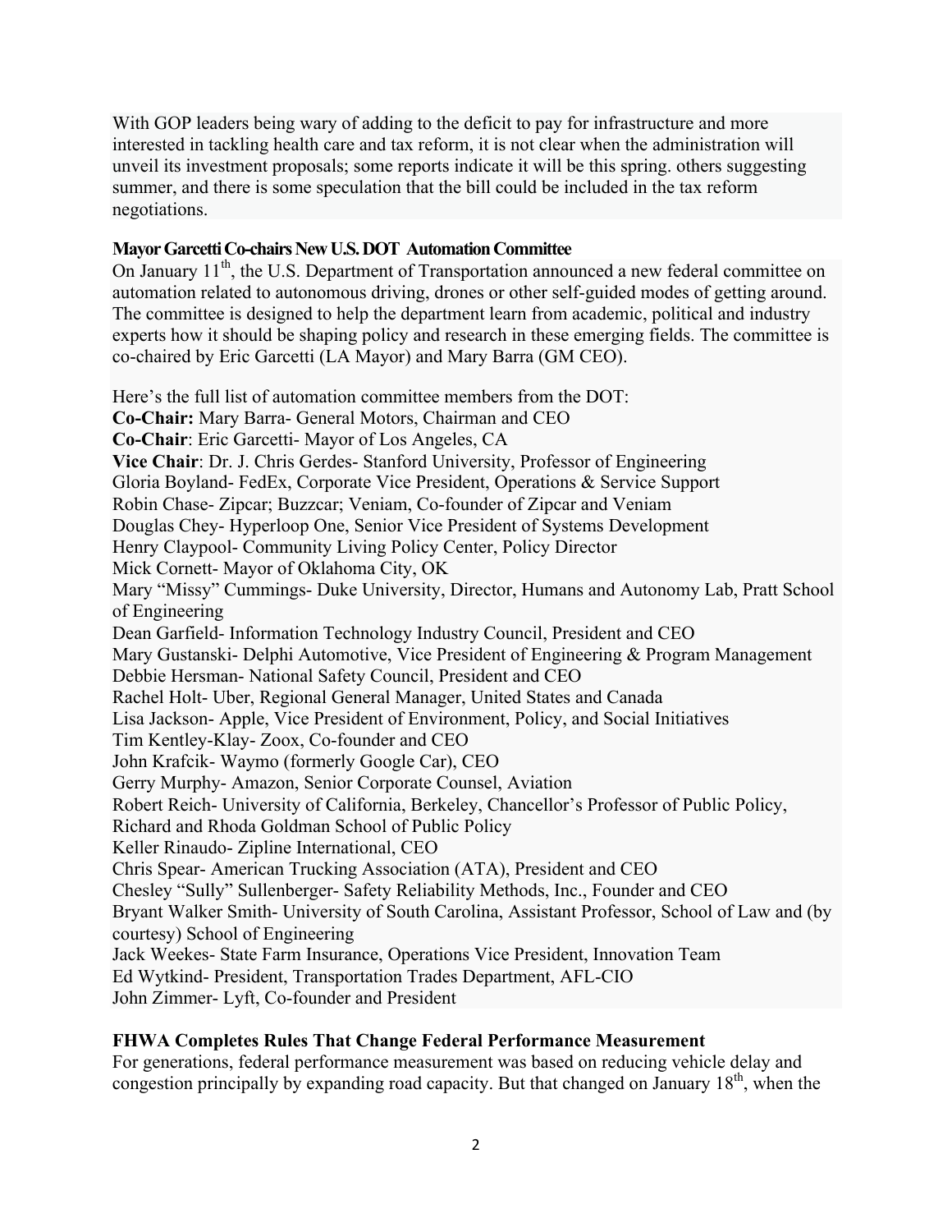With GOP leaders being wary of adding to the deficit to pay for infrastructure and more interested in tackling health care and tax reform, it is not clear when the administration will unveil its investment proposals; some reports indicate it will be this spring. others suggesting summer, and there is some speculation that the bill could be included in the tax reform negotiations.

**Mayor Garcetti Co-chairs New U.S. DOT Automation Committee**

On January 11th, the U.S. Department of Transportation announced a new federal committee on automation related to autonomous driving, drones or other self-guided modes of getting around. The committee is designed to help the department learn from academic, political and industry experts how it should be shaping policy and research in these emerging fields. The committee is co-chaired by Eric Garcetti (LA Mayor) and Mary Barra (GM CEO).

Here's the full list of automation committee members from the DOT:

**Co-Chair:** Mary Barra- General Motors, Chairman and CEO
**Co-Chair**: Eric Garcetti- Mayor of Los Angeles, CA
**Vice Chair**: Dr. J. Chris Gerdes- Stanford University, Professor of Engineering
Gloria Boyland- FedEx, Corporate Vice President, Operations & Service Support
Robin Chase- Zipcar; Buzzcar; Veniam, Co-founder of Zipcar and Veniam
Douglas Chey- Hyperloop One, Senior Vice President of Systems Development
Henry Claypool- Community Living Policy Center, Policy Director
Mick Cornett- Mayor of Oklahoma City, OK
Mary "Missy" Cummings- Duke University, Director, Humans and Autonomy Lab, Pratt School of Engineering
Dean Garfield- Information Technology Industry Council, President and CEO
Mary Gustanski- Delphi Automotive, Vice President of Engineering & Program Management
Debbie Hersman- National Safety Council, President and CEO
Rachel Holt- Uber, Regional General Manager, United States and Canada
Lisa Jackson- Apple, Vice President of Environment, Policy, and Social Initiatives
Tim Kentley-Klay- Zoox, Co-founder and CEO
John Krafcik- Waymo (formerly Google Car), CEO
Gerry Murphy- Amazon, Senior Corporate Counsel, Aviation
Robert Reich- University of California, Berkeley, Chancellor's Professor of Public Policy, Richard and Rhoda Goldman School of Public Policy
Keller Rinaudo- Zipline International, CEO
Chris Spear- American Trucking Association (ATA), President and CEO
Chesley "Sully" Sullenberger- Safety Reliability Methods, Inc., Founder and CEO
Bryant Walker Smith- University of South Carolina, Assistant Professor, School of Law and (by courtesy) School of Engineering
Jack Weekes- State Farm Insurance, Operations Vice President, Innovation Team
Ed Wytkind- President, Transportation Trades Department, AFL-CIO
John Zimmer- Lyft, Co-founder and President

**FHWA Completes Rules That Change Federal Performance Measurement**

For generations, federal performance measurement was based on reducing vehicle delay and congestion principally by expanding road capacity. But that changed on January 18th, when the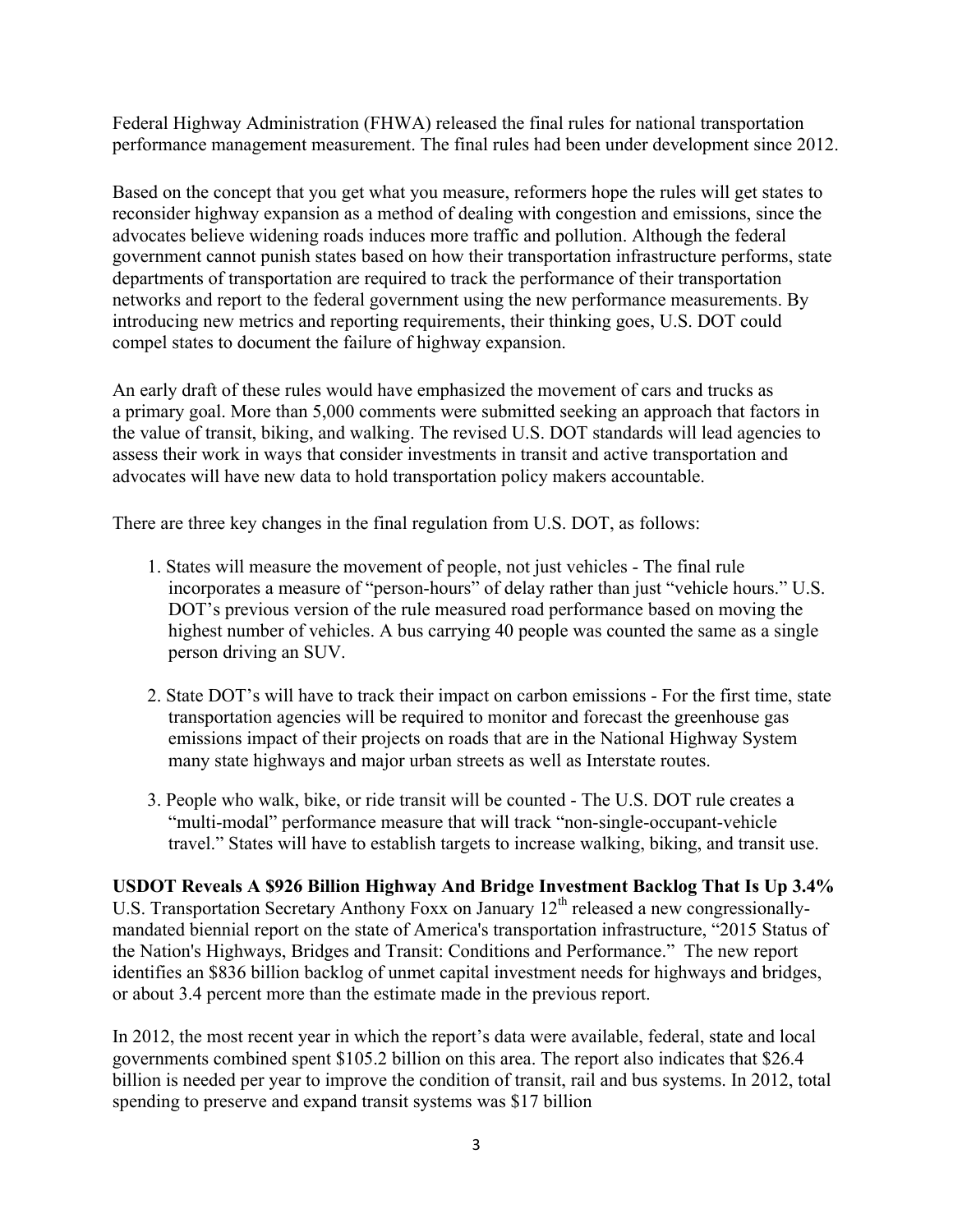Federal Highway Administration (FHWA) released the final rules for national transportation performance management measurement. The final rules had been under development since 2012.

Based on the concept that you get what you measure, reformers hope the rules will get states to reconsider highway expansion as a method of dealing with congestion and emissions, since the advocates believe widening roads induces more traffic and pollution. Although the federal government cannot punish states based on how their transportation infrastructure performs, state departments of transportation are required to track the performance of their transportation networks and report to the federal government using the new performance measurements. By introducing new metrics and reporting requirements, their thinking goes, U.S. DOT could compel states to document the failure of highway expansion.

An early draft of these rules would have emphasized the movement of cars and trucks as a primary goal. More than 5,000 comments were submitted seeking an approach that factors in the value of transit, biking, and walking. The revised U.S. DOT standards will lead agencies to assess their work in ways that consider investments in transit and active transportation and advocates will have new data to hold transportation policy makers accountable.

There are three key changes in the final regulation from U.S. DOT, as follows:

1. States will measure the movement of people, not just vehicles - The final rule incorporates a measure of "person-hours" of delay rather than just "vehicle hours." U.S. DOT's previous version of the rule measured road performance based on moving the highest number of vehicles. A bus carrying 40 people was counted the same as a single person driving an SUV.

2. State DOT's will have to track their impact on carbon emissions - For the first time, state transportation agencies will be required to monitor and forecast the greenhouse gas emissions impact of their projects on roads that are in the National Highway System many state highways and major urban streets as well as Interstate routes.

3. People who walk, bike, or ride transit will be counted - The U.S. DOT rule creates a "multi-modal" performance measure that will track "non-single-occupant-vehicle travel." States will have to establish targets to increase walking, biking, and transit use.

**USDOT Reveals A $926 Billion Highway And Bridge Investment Backlog That Is Up 3.4%**
U.S. Transportation Secretary Anthony Foxx on January 12th released a new congressionally-mandated biennial report on the state of America's transportation infrastructure, "2015 Status of the Nation's Highways, Bridges and Transit: Conditions and Performance." The new report identifies an $836 billion backlog of unmet capital investment needs for highways and bridges, or about 3.4 percent more than the estimate made in the previous report.

In 2012, the most recent year in which the report's data were available, federal, state and local governments combined spent $105.2 billion on this area. The report also indicates that $26.4 billion is needed per year to improve the condition of transit, rail and bus systems. In 2012, total spending to preserve and expand transit systems was $17 billion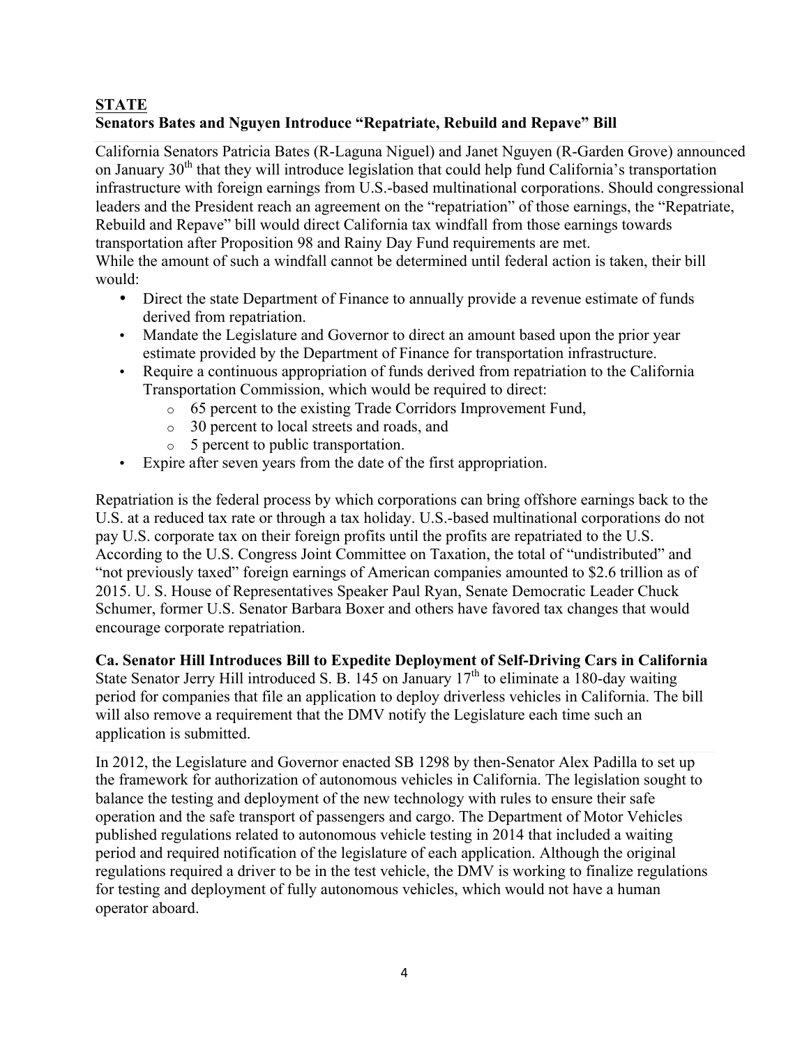## STATE

### Senators Bates and Nguyen Introduce "Repatriate, Rebuild and Repave" Bill

California Senators Patricia Bates (R-Laguna Niguel) and Janet Nguyen (R-Garden Grove) announced on January 30th that they will introduce legislation that could help fund California's transportation infrastructure with foreign earnings from U.S.-based multinational corporations. Should congressional leaders and the President reach an agreement on the "repatriation" of those earnings, the "Repatriate, Rebuild and Repave" bill would direct California tax windfall from those earnings towards transportation after Proposition 98 and Rainy Day Fund requirements are met.

While the amount of such a windfall cannot be determined until federal action is taken, their bill would:

- Direct the state Department of Finance to annually provide a revenue estimate of funds derived from repatriation.
- Mandate the Legislature and Governor to direct an amount based upon the prior year estimate provided by the Department of Finance for transportation infrastructure.
- Require a continuous appropriation of funds derived from repatriation to the California Transportation Commission, which would be required to direct:
  - 65 percent to the existing Trade Corridors Improvement Fund,
  - 30 percent to local streets and roads, and
  - 5 percent to public transportation.
- Expire after seven years from the date of the first appropriation.

Repatriation is the federal process by which corporations can bring offshore earnings back to the U.S. at a reduced tax rate or through a tax holiday. U.S.-based multinational corporations do not pay U.S. corporate tax on their foreign profits until the profits are repatriated to the U.S. According to the U.S. Congress Joint Committee on Taxation, the total of "undistributed" and "not previously taxed" foreign earnings of American companies amounted to $2.6 trillion as of 2015. U. S. House of Representatives Speaker Paul Ryan, Senate Democratic Leader Chuck Schumer, former U.S. Senator Barbara Boxer and others have favored tax changes that would encourage corporate repatriation.

### Ca. Senator Hill Introduces Bill to Expedite Deployment of Self-Driving Cars in California

State Senator Jerry Hill introduced S. B. 145 on January 17th to eliminate a 180-day waiting period for companies that file an application to deploy driverless vehicles in California. The bill will also remove a requirement that the DMV notify the Legislature each time such an application is submitted.

In 2012, the Legislature and Governor enacted SB 1298 by then-Senator Alex Padilla to set up the framework for authorization of autonomous vehicles in California. The legislation sought to balance the testing and deployment of the new technology with rules to ensure their safe operation and the safe transport of passengers and cargo. The Department of Motor Vehicles published regulations related to autonomous vehicle testing in 2014 that included a waiting period and required notification of the legislature of each application. Although the original regulations required a driver to be in the test vehicle, the DMV is working to finalize regulations for testing and deployment of fully autonomous vehicles, which would not have a human operator aboard.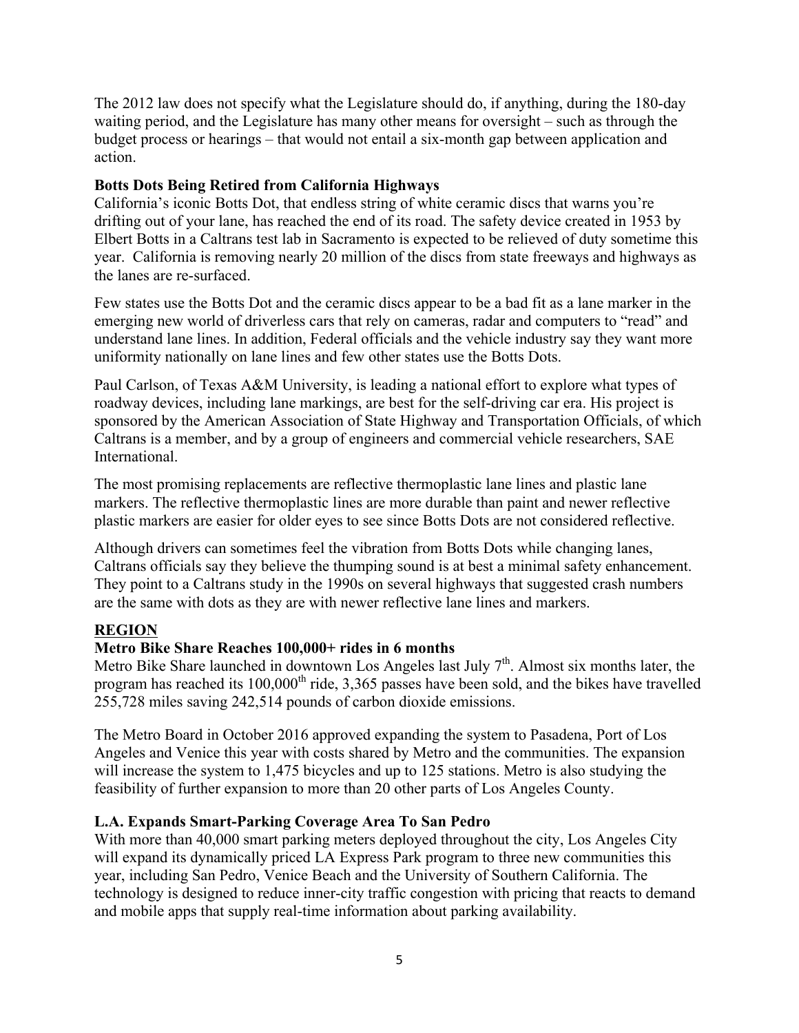The 2012 law does not specify what the Legislature should do, if anything, during the 180-day waiting period, and the Legislature has many other means for oversight – such as through the budget process or hearings – that would not entail a six-month gap between application and action.

**Botts Dots Being Retired from California Highways**

California's iconic Botts Dot, that endless string of white ceramic discs that warns you're drifting out of your lane, has reached the end of its road. The safety device created in 1953 by Elbert Botts in a Caltrans test lab in Sacramento is expected to be relieved of duty sometime this year. California is removing nearly 20 million of the discs from state freeways and highways as the lanes are re-surfaced.

Few states use the Botts Dot and the ceramic discs appear to be a bad fit as a lane marker in the emerging new world of driverless cars that rely on cameras, radar and computers to "read" and understand lane lines. In addition, Federal officials and the vehicle industry say they want more uniformity nationally on lane lines and few other states use the Botts Dots.

Paul Carlson, of Texas A&M University, is leading a national effort to explore what types of roadway devices, including lane markings, are best for the self-driving car era. His project is sponsored by the American Association of State Highway and Transportation Officials, of which Caltrans is a member, and by a group of engineers and commercial vehicle researchers, SAE International.

The most promising replacements are reflective thermoplastic lane lines and plastic lane markers. The reflective thermoplastic lines are more durable than paint and newer reflective plastic markers are easier for older eyes to see since Botts Dots are not considered reflective.

Although drivers can sometimes feel the vibration from Botts Dots while changing lanes, Caltrans officials say they believe the thumping sound is at best a minimal safety enhancement. They point to a Caltrans study in the 1990s on several highways that suggested crash numbers are the same with dots as they are with newer reflective lane lines and markers.

## REGION

**Metro Bike Share Reaches 100,000+ rides in 6 months**

Metro Bike Share launched in downtown Los Angeles last July 7th. Almost six months later, the program has reached its 100,000th ride, 3,365 passes have been sold, and the bikes have travelled 255,728 miles saving 242,514 pounds of carbon dioxide emissions.

The Metro Board in October 2016 approved expanding the system to Pasadena, Port of Los Angeles and Venice this year with costs shared by Metro and the communities. The expansion will increase the system to 1,475 bicycles and up to 125 stations. Metro is also studying the feasibility of further expansion to more than 20 other parts of Los Angeles County.

**L.A. Expands Smart-Parking Coverage Area To San Pedro**

With more than 40,000 smart parking meters deployed throughout the city, Los Angeles City will expand its dynamically priced LA Express Park program to three new communities this year, including San Pedro, Venice Beach and the University of Southern California. The technology is designed to reduce inner-city traffic congestion with pricing that reacts to demand and mobile apps that supply real-time information about parking availability.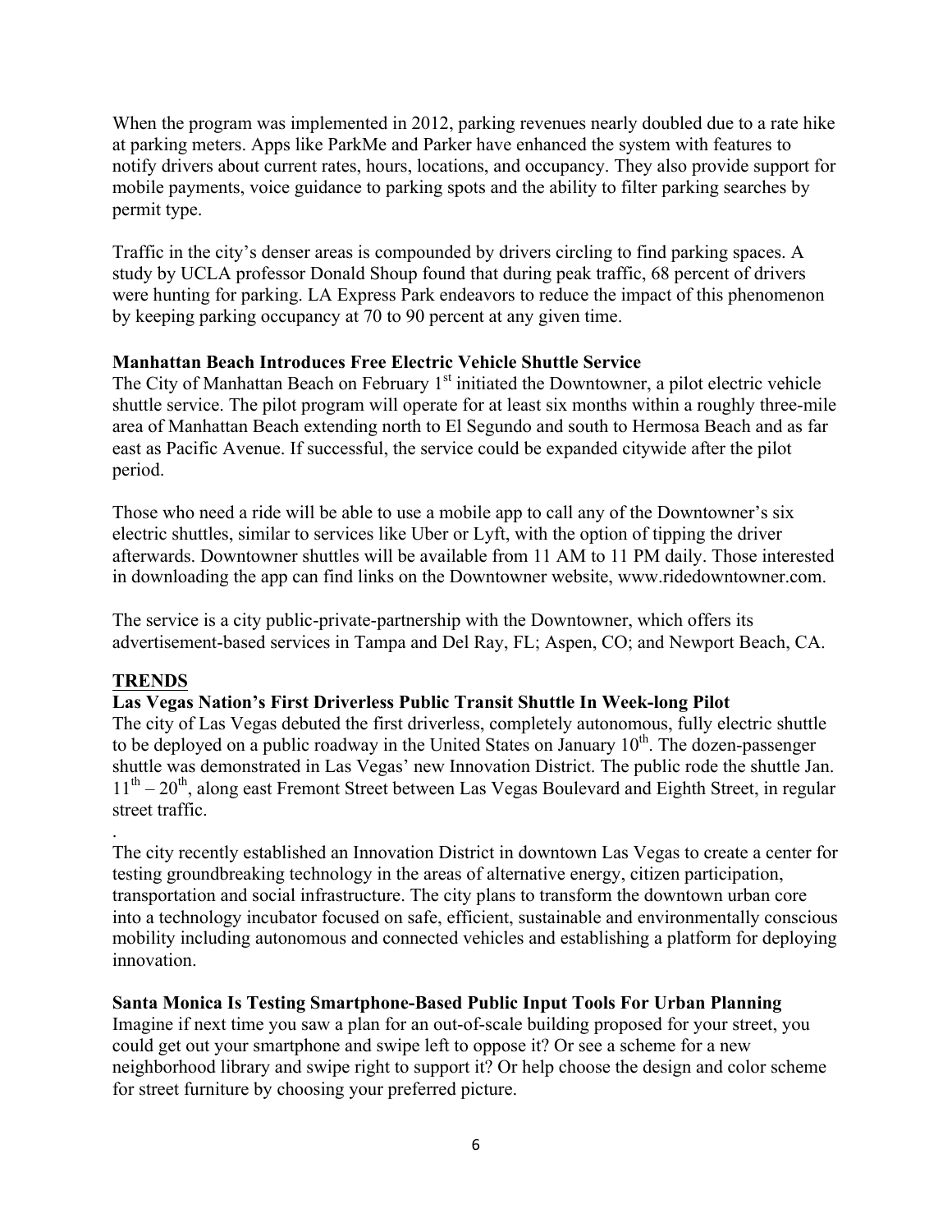When the program was implemented in 2012, parking revenues nearly doubled due to a rate hike at parking meters. Apps like ParkMe and Parker have enhanced the system with features to notify drivers about current rates, hours, locations, and occupancy. They also provide support for mobile payments, voice guidance to parking spots and the ability to filter parking searches by permit type.

Traffic in the city's denser areas is compounded by drivers circling to find parking spaces. A study by UCLA professor Donald Shoup found that during peak traffic, 68 percent of drivers were hunting for parking. LA Express Park endeavors to reduce the impact of this phenomenon by keeping parking occupancy at 70 to 90 percent at any given time.

**Manhattan Beach Introduces Free Electric Vehicle Shuttle Service**

The City of Manhattan Beach on February 1st initiated the Downtowner, a pilot electric vehicle shuttle service. The pilot program will operate for at least six months within a roughly three-mile area of Manhattan Beach extending north to El Segundo and south to Hermosa Beach and as far east as Pacific Avenue. If successful, the service could be expanded citywide after the pilot period.

Those who need a ride will be able to use a mobile app to call any of the Downtowner's six electric shuttles, similar to services like Uber or Lyft, with the option of tipping the driver afterwards. Downtowner shuttles will be available from 11 AM to 11 PM daily. Those interested in downloading the app can find links on the Downtowner website, www.ridedowntowner.com.

The service is a city public-private-partnership with the Downtowner, which offers its advertisement-based services in Tampa and Del Ray, FL; Aspen, CO; and Newport Beach, CA.

## TRENDS

**Las Vegas Nation's First Driverless Public Transit Shuttle In Week-long Pilot**

The city of Las Vegas debuted the first driverless, completely autonomous, fully electric shuttle to be deployed on a public roadway in the United States on January 10th. The dozen-passenger shuttle was demonstrated in Las Vegas' new Innovation District. The public rode the shuttle Jan. 11th – 20th, along east Fremont Street between Las Vegas Boulevard and Eighth Street, in regular street traffic.

.

The city recently established an Innovation District in downtown Las Vegas to create a center for testing groundbreaking technology in the areas of alternative energy, citizen participation, transportation and social infrastructure. The city plans to transform the downtown urban core into a technology incubator focused on safe, efficient, sustainable and environmentally conscious mobility including autonomous and connected vehicles and establishing a platform for deploying innovation.

**Santa Monica Is Testing Smartphone-Based Public Input Tools For Urban Planning**

Imagine if next time you saw a plan for an out-of-scale building proposed for your street, you could get out your smartphone and swipe left to oppose it? Or see a scheme for a new neighborhood library and swipe right to support it? Or help choose the design and color scheme for street furniture by choosing your preferred picture.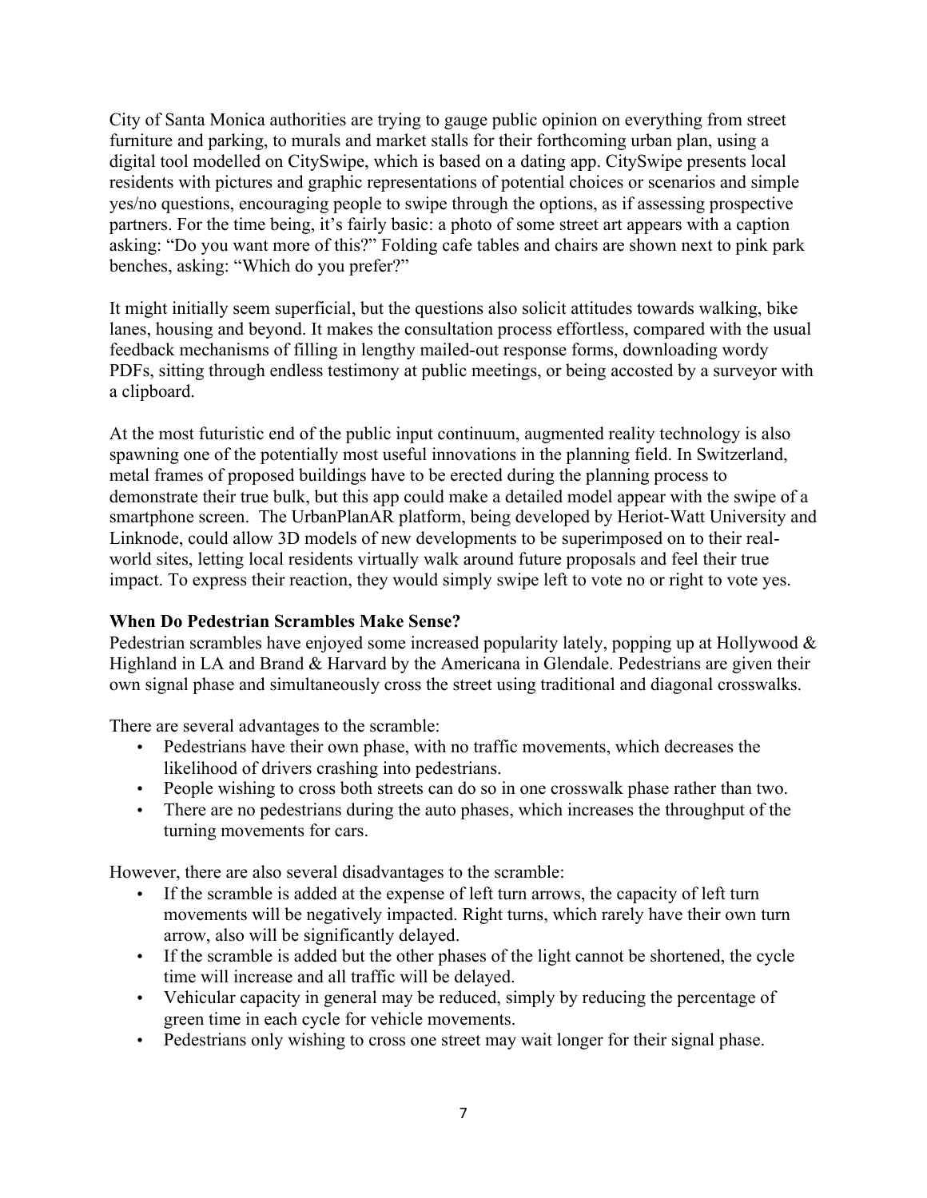City of Santa Monica authorities are trying to gauge public opinion on everything from street furniture and parking, to murals and market stalls for their forthcoming urban plan, using a digital tool modelled on CitySwipe, which is based on a dating app. CitySwipe presents local residents with pictures and graphic representations of potential choices or scenarios and simple yes/no questions, encouraging people to swipe through the options, as if assessing prospective partners. For the time being, it's fairly basic: a photo of some street art appears with a caption asking: "Do you want more of this?" Folding cafe tables and chairs are shown next to pink park benches, asking: "Which do you prefer?"

It might initially seem superficial, but the questions also solicit attitudes towards walking, bike lanes, housing and beyond. It makes the consultation process effortless, compared with the usual feedback mechanisms of filling in lengthy mailed-out response forms, downloading wordy PDFs, sitting through endless testimony at public meetings, or being accosted by a surveyor with a clipboard.

At the most futuristic end of the public input continuum, augmented reality technology is also spawning one of the potentially most useful innovations in the planning field. In Switzerland, metal frames of proposed buildings have to be erected during the planning process to demonstrate their true bulk, but this app could make a detailed model appear with the swipe of a smartphone screen. The UrbanPlanAR platform, being developed by Heriot-Watt University and Linknode, could allow 3D models of new developments to be superimposed on to their real-world sites, letting local residents virtually walk around future proposals and feel their true impact. To express their reaction, they would simply swipe left to vote no or right to vote yes.

**When Do Pedestrian Scrambles Make Sense?**

Pedestrian scrambles have enjoyed some increased popularity lately, popping up at Hollywood & Highland in LA and Brand & Harvard by the Americana in Glendale. Pedestrians are given their own signal phase and simultaneously cross the street using traditional and diagonal crosswalks.

There are several advantages to the scramble:

- Pedestrians have their own phase, with no traffic movements, which decreases the likelihood of drivers crashing into pedestrians.
- People wishing to cross both streets can do so in one crosswalk phase rather than two.
- There are no pedestrians during the auto phases, which increases the throughput of the turning movements for cars.

However, there are also several disadvantages to the scramble:

- If the scramble is added at the expense of left turn arrows, the capacity of left turn movements will be negatively impacted. Right turns, which rarely have their own turn arrow, also will be significantly delayed.
- If the scramble is added but the other phases of the light cannot be shortened, the cycle time will increase and all traffic will be delayed.
- Vehicular capacity in general may be reduced, simply by reducing the percentage of green time in each cycle for vehicle movements.
- Pedestrians only wishing to cross one street may wait longer for their signal phase.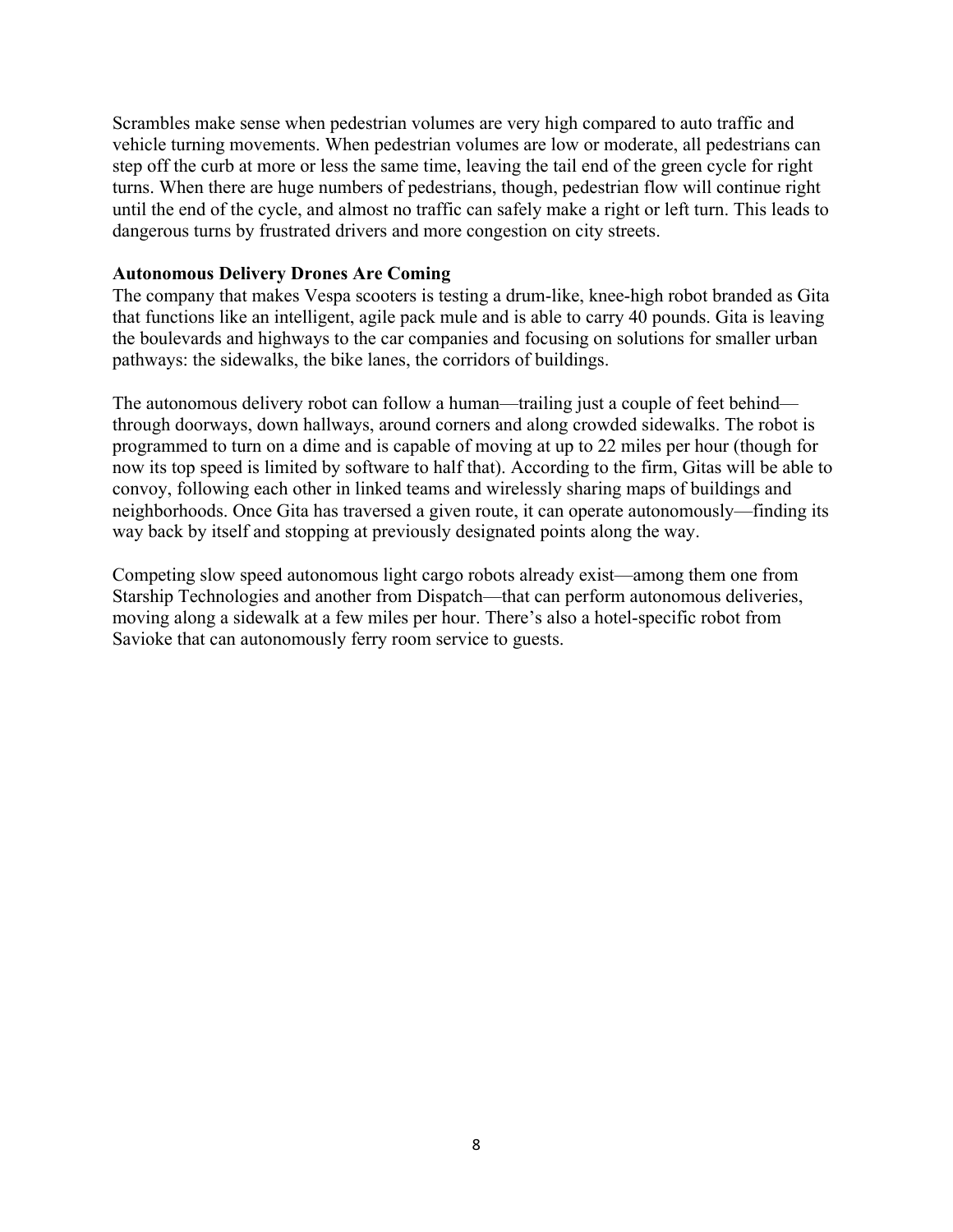Scrambles make sense when pedestrian volumes are very high compared to auto traffic and vehicle turning movements. When pedestrian volumes are low or moderate, all pedestrians can step off the curb at more or less the same time, leaving the tail end of the green cycle for right turns. When there are huge numbers of pedestrians, though, pedestrian flow will continue right until the end of the cycle, and almost no traffic can safely make a right or left turn. This leads to dangerous turns by frustrated drivers and more congestion on city streets.

**Autonomous Delivery Drones Are Coming**

The company that makes Vespa scooters is testing a drum-like, knee-high robot branded as Gita that functions like an intelligent, agile pack mule and is able to carry 40 pounds. Gita is leaving the boulevards and highways to the car companies and focusing on solutions for smaller urban pathways: the sidewalks, the bike lanes, the corridors of buildings.

The autonomous delivery robot can follow a human—trailing just a couple of feet behind—through doorways, down hallways, around corners and along crowded sidewalks. The robot is programmed to turn on a dime and is capable of moving at up to 22 miles per hour (though for now its top speed is limited by software to half that). According to the firm, Gitas will be able to convoy, following each other in linked teams and wirelessly sharing maps of buildings and neighborhoods. Once Gita has traversed a given route, it can operate autonomously—finding its way back by itself and stopping at previously designated points along the way.

Competing slow speed autonomous light cargo robots already exist—among them one from Starship Technologies and another from Dispatch—that can perform autonomous deliveries, moving along a sidewalk at a few miles per hour. There's also a hotel-specific robot from Savioke that can autonomously ferry room service to guests.